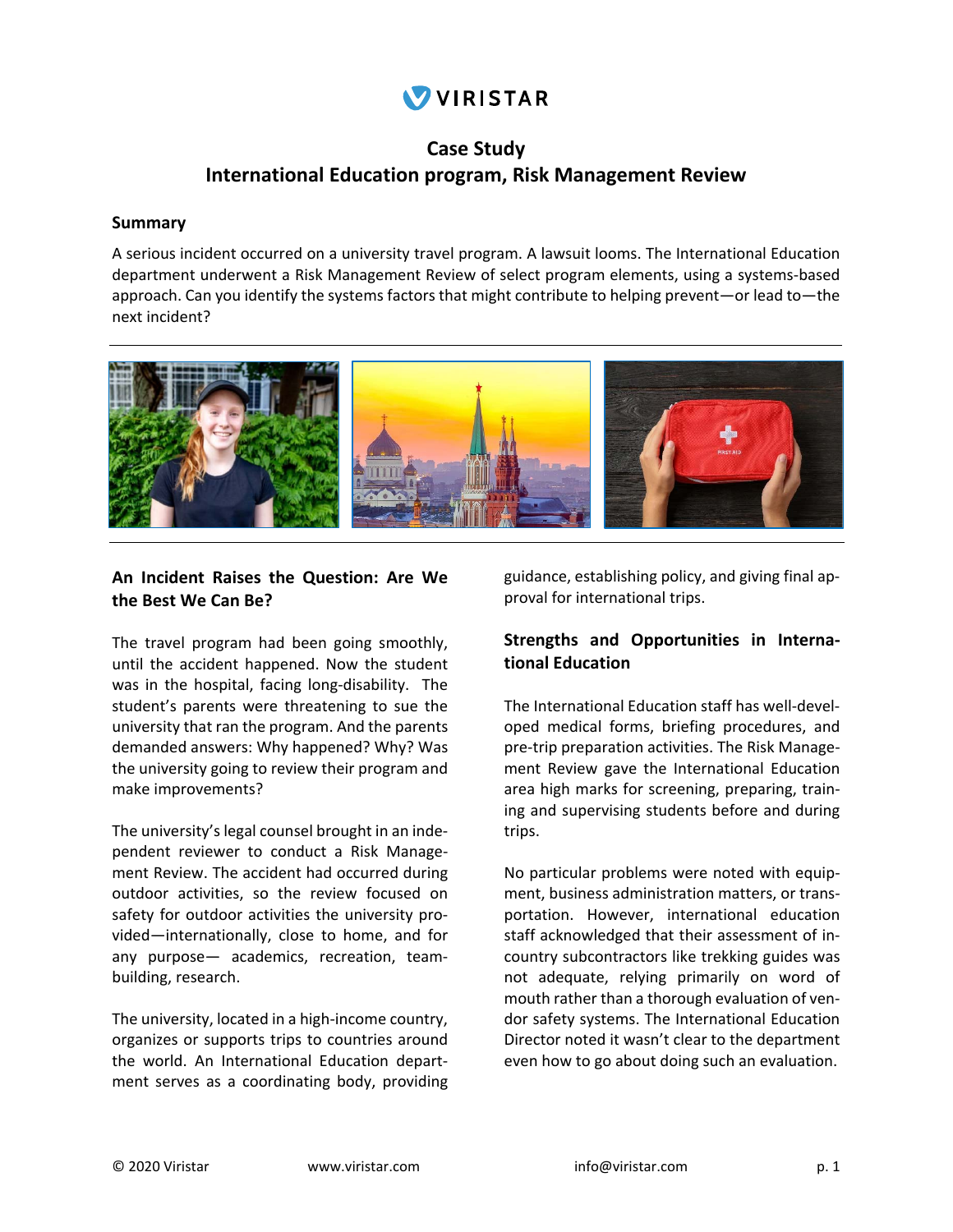# VIRISTAR

## Case Study
## International Education program, Risk Management Review

### Summary

A serious incident occurred on a university travel program. A lawsuit looms. The International Education department underwent a Risk Management Review of select program elements, using a systems-based approach. Can you identify the systems factors that might contribute to helping prevent—or lead to—the next incident?

### An Incident Raises the Question: Are We the Best We Can Be?

The travel program had been going smoothly, until the accident happened. Now the student was in the hospital, facing long-disability. The student's parents were threatening to sue the university that ran the program. And the parents demanded answers: Why happened? Why? Was the university going to review their program and make improvements?

The university's legal counsel brought in an independent reviewer to conduct a Risk Management Review. The accident had occurred during outdoor activities, so the review focused on safety for outdoor activities the university provided—internationally, close to home, and for any purpose— academics, recreation, team-building, research.

The university, located in a high-income country, organizes or supports trips to countries around the world. An International Education department serves as a coordinating body, providing guidance, establishing policy, and giving final approval for international trips.

### Strengths and Opportunities in International Education

The International Education staff has well-developed medical forms, briefing procedures, and pre-trip preparation activities. The Risk Management Review gave the International Education area high marks for screening, preparing, training and supervising students before and during trips.

No particular problems were noted with equipment, business administration matters, or transportation. However, international education staff acknowledged that their assessment of in-country subcontractors like trekking guides was not adequate, relying primarily on word of mouth rather than a thorough evaluation of vendor safety systems. The International Education Director noted it wasn't clear to the department even how to go about doing such an evaluation.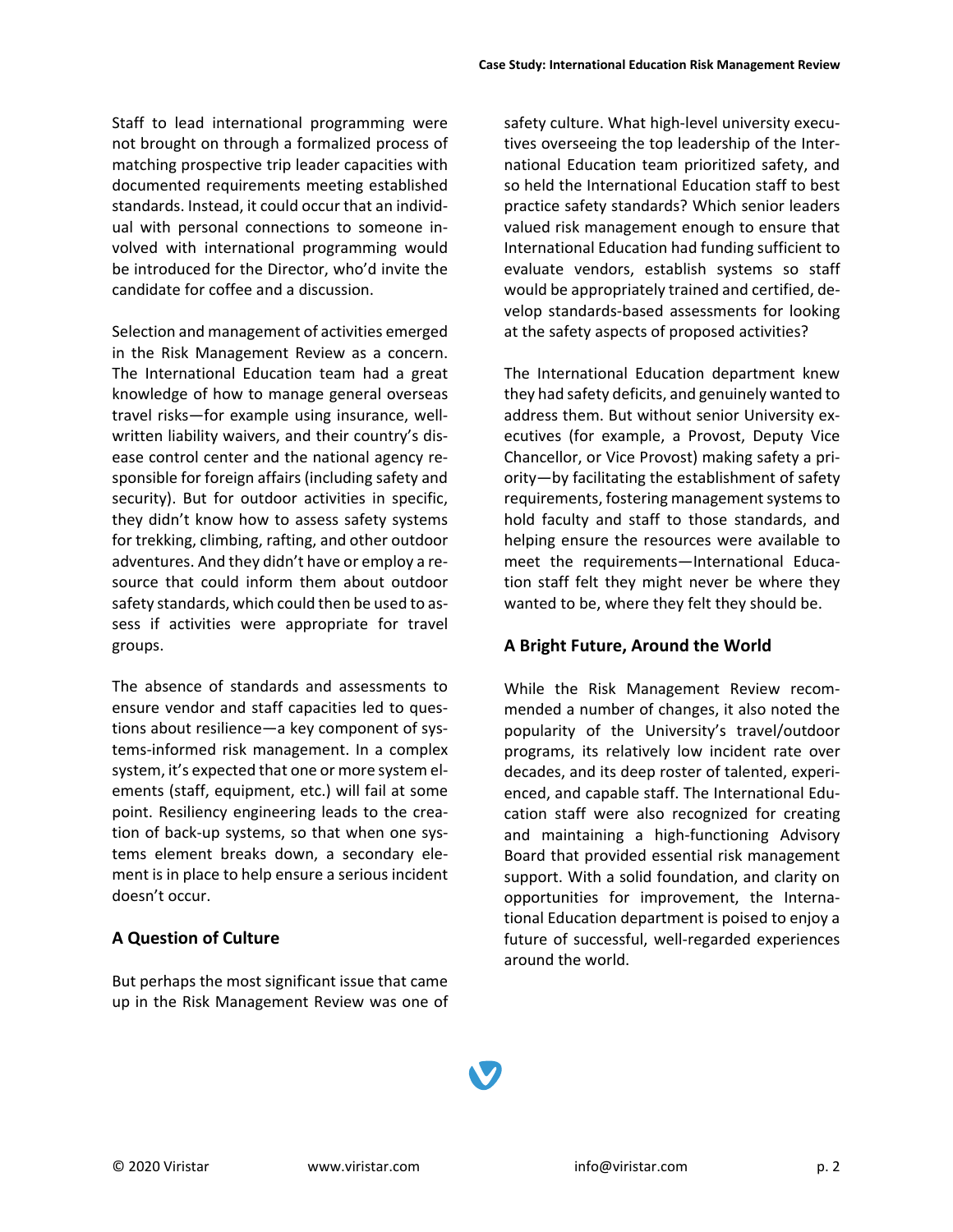Staff to lead international programming were not brought on through a formalized process of matching prospective trip leader capacities with documented requirements meeting established standards. Instead, it could occur that an individual with personal connections to someone involved with international programming would be introduced for the Director, who'd invite the candidate for coffee and a discussion.

Selection and management of activities emerged in the Risk Management Review as a concern. The International Education team had a great knowledge of how to manage general overseas travel risks—for example using insurance, well-written liability waivers, and their country's disease control center and the national agency responsible for foreign affairs (including safety and security). But for outdoor activities in specific, they didn't know how to assess safety systems for trekking, climbing, rafting, and other outdoor adventures. And they didn't have or employ a resource that could inform them about outdoor safety standards, which could then be used to assess if activities were appropriate for travel groups.

The absence of standards and assessments to ensure vendor and staff capacities led to questions about resilience—a key component of systems-informed risk management. In a complex system, it's expected that one or more system elements (staff, equipment, etc.) will fail at some point. Resiliency engineering leads to the creation of back-up systems, so that when one systems element breaks down, a secondary element is in place to help ensure a serious incident doesn't occur.

## A Question of Culture

But perhaps the most significant issue that came up in the Risk Management Review was one of safety culture. What high-level university executives overseeing the top leadership of the International Education team prioritized safety, and so held the International Education staff to best practice safety standards? Which senior leaders valued risk management enough to ensure that International Education had funding sufficient to evaluate vendors, establish systems so staff would be appropriately trained and certified, develop standards-based assessments for looking at the safety aspects of proposed activities?

The International Education department knew they had safety deficits, and genuinely wanted to address them. But without senior University executives (for example, a Provost, Deputy Vice Chancellor, or Vice Provost) making safety a priority—by facilitating the establishment of safety requirements, fostering management systems to hold faculty and staff to those standards, and helping ensure the resources were available to meet the requirements—International Education staff felt they might never be where they wanted to be, where they felt they should be.

## A Bright Future, Around the World

While the Risk Management Review recommended a number of changes, it also noted the popularity of the University's travel/outdoor programs, its relatively low incident rate over decades, and its deep roster of talented, experienced, and capable staff. The International Education staff were also recognized for creating and maintaining a high-functioning Advisory Board that provided essential risk management support. With a solid foundation, and clarity on opportunities for improvement, the International Education department is poised to enjoy a future of successful, well-regarded experiences around the world.